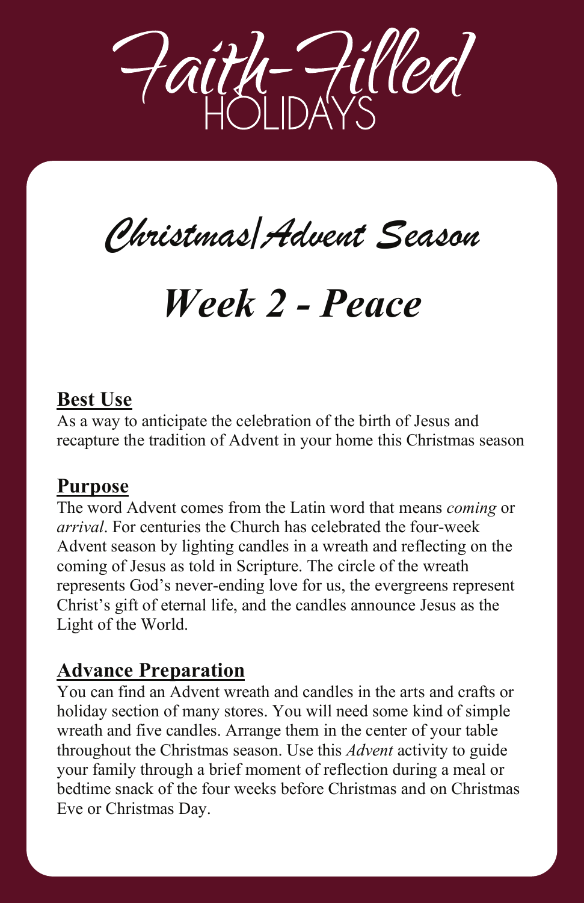# Faith-Filled HOLIDAYS

## *Christmas/Advent Season*

## *Week 2 - Peace*

**Best Use**

As a way to anticipate the celebration of the birth of Jesus and recapture the tradition of Advent in your home this Christmas season

**Purpose**

The word Advent comes from the Latin word that means *coming* or *arrival*. For centuries the Church has celebrated the four-week Advent season by lighting candles in a wreath and reflecting on the coming of Jesus as told in Scripture. The circle of the wreath represents God's never-ending love for us, the evergreens represent Christ's gift of eternal life, and the candles announce Jesus as the Light of the World.

**Advance Preparation**

You can find an Advent wreath and candles in the arts and crafts or holiday section of many stores. You will need some kind of simple wreath and five candles. Arrange them in the center of your table throughout the Christmas season. Use this *Advent* activity to guide your family through a brief moment of reflection during a meal or bedtime snack of the four weeks before Christmas and on Christmas Eve or Christmas Day.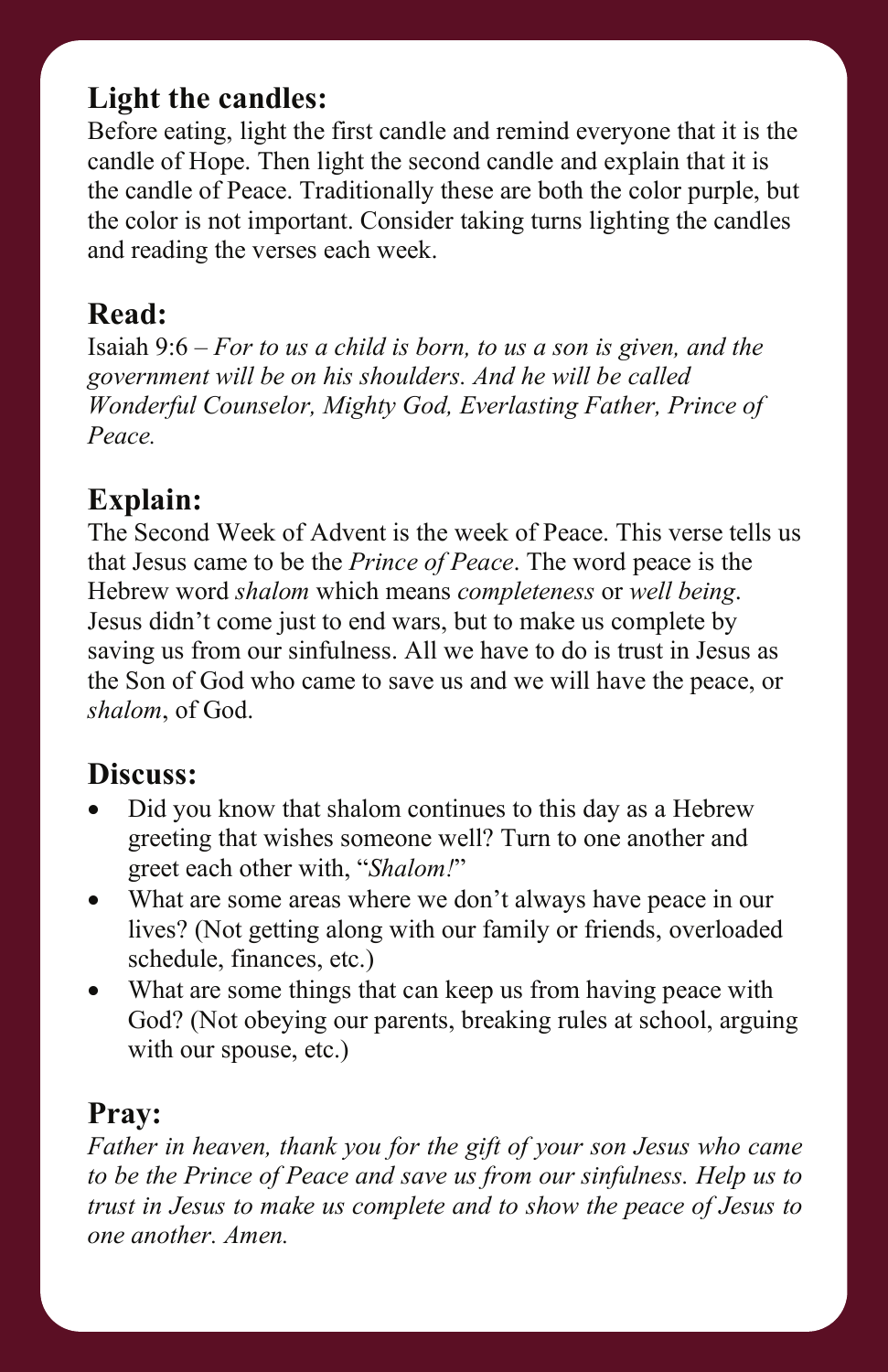## Light the candles:

Before eating, light the first candle and remind everyone that it is the candle of Hope. Then light the second candle and explain that it is the candle of Peace. Traditionally these are both the color purple, but the color is not important. Consider taking turns lighting the candles and reading the verses each week.

## Read:

Isaiah 9:6 – *For to us a child is born, to us a son is given, and the government will be on his shoulders. And he will be called Wonderful Counselor, Mighty God, Everlasting Father, Prince of Peace.*

## Explain:

The Second Week of Advent is the week of Peace. This verse tells us that Jesus came to be the *Prince of Peace*. The word peace is the Hebrew word *shalom* which means *completeness* or *well being*. Jesus didn't come just to end wars, but to make us complete by saving us from our sinfulness. All we have to do is trust in Jesus as the Son of God who came to save us and we will have the peace, or *shalom*, of God.

## Discuss:

- Did you know that shalom continues to this day as a Hebrew greeting that wishes someone well? Turn to one another and greet each other with, "*Shalom!*"
- What are some areas where we don't always have peace in our lives? (Not getting along with our family or friends, overloaded schedule, finances, etc.)
- What are some things that can keep us from having peace with God? (Not obeying our parents, breaking rules at school, arguing with our spouse, etc.)

## Pray:

*Father in heaven, thank you for the gift of your son Jesus who came to be the Prince of Peace and save us from our sinfulness. Help us to trust in Jesus to make us complete and to show the peace of Jesus to one another. Amen.*